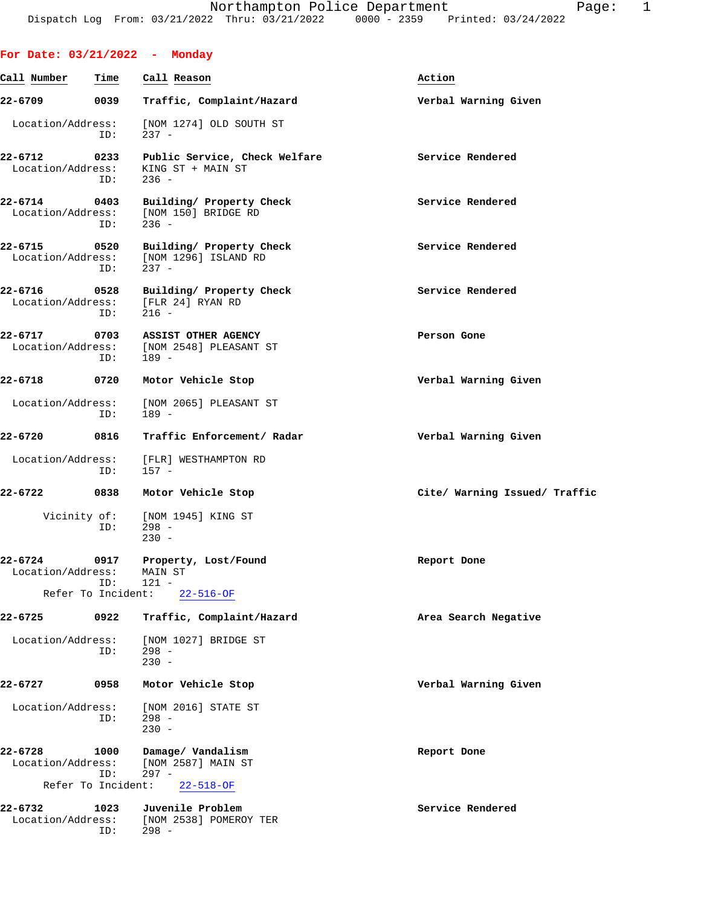**For Date: 03/21/2022 - Monday**

| Call Number | Time | Call Reason | Action |
|---|---|---|---|
| 22-6709 | 0039 | Traffic, Complaint/Hazard | Verbal Warning Given |

Location/Address: [NOM 1274] OLD SOUTH ST
ID: 237 -

| Call Number | Time | Call Reason | Action |
|---|---|---|---|
| 22-6712 | 0233 | Public Service, Check Welfare | Service Rendered |

Location/Address: KING ST + MAIN ST
ID: 236 -

| Call Number | Time | Call Reason | Action |
|---|---|---|---|
| 22-6714 | 0403 | Building/ Property Check | Service Rendered |

Location/Address: [NOM 150] BRIDGE RD
ID: 236 -

| Call Number | Time | Call Reason | Action |
|---|---|---|---|
| 22-6715 | 0520 | Building/ Property Check | Service Rendered |

Location/Address: [NOM 1296] ISLAND RD
ID: 237 -

| Call Number | Time | Call Reason | Action |
|---|---|---|---|
| 22-6716 | 0528 | Building/ Property Check | Service Rendered |

Location/Address: [FLR 24] RYAN RD
ID: 216 -

| Call Number | Time | Call Reason | Action |
|---|---|---|---|
| 22-6717 | 0703 | ASSIST OTHER AGENCY | Person Gone |

Location/Address: [NOM 2548] PLEASANT ST
ID: 189 -

| Call Number | Time | Call Reason | Action |
|---|---|---|---|
| 22-6718 | 0720 | Motor Vehicle Stop | Verbal Warning Given |

Location/Address: [NOM 2065] PLEASANT ST
ID: 189 -

| Call Number | Time | Call Reason | Action |
|---|---|---|---|
| 22-6720 | 0816 | Traffic Enforcement/ Radar | Verbal Warning Given |

Location/Address: [FLR] WESTHAMPTON RD
ID: 157 -

| Call Number | Time | Call Reason | Action |
|---|---|---|---|
| 22-6722 | 0838 | Motor Vehicle Stop | Cite/ Warning Issued/ Traffic |

Vicinity of: [NOM 1945] KING ST
ID: 298 -
230 -

| Call Number | Time | Call Reason | Action |
|---|---|---|---|
| 22-6724 | 0917 | Property, Lost/Found | Report Done |

Location/Address: MAIN ST
ID: 121 -
Refer To Incident: 22-516-OF

| Call Number | Time | Call Reason | Action |
|---|---|---|---|
| 22-6725 | 0922 | Traffic, Complaint/Hazard | Area Search Negative |

Location/Address: [NOM 1027] BRIDGE ST
ID: 298 -
230 -

| Call Number | Time | Call Reason | Action |
|---|---|---|---|
| 22-6727 | 0958 | Motor Vehicle Stop | Verbal Warning Given |

Location/Address: [NOM 2016] STATE ST
ID: 298 -
230 -

| Call Number | Time | Call Reason | Action |
|---|---|---|---|
| 22-6728 | 1000 | Damage/ Vandalism | Report Done |

Location/Address: [NOM 2587] MAIN ST
ID: 297 -
Refer To Incident: 22-518-OF

| Call Number | Time | Call Reason | Action |
|---|---|---|---|
| 22-6732 | 1023 | Juvenile Problem | Service Rendered |

Location/Address: [NOM 2538] POMEROY TER
ID: 298 -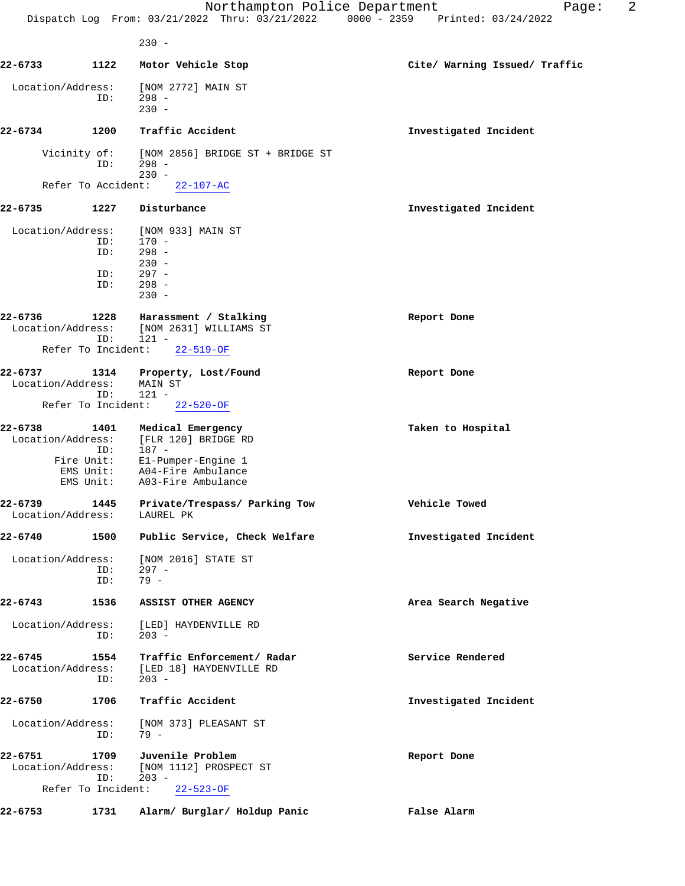230 -

**22-6733** 1122 **Motor Vehicle Stop** **Cite/ Warning Issued/ Traffic**

Location/Address: [NOM 2772] MAIN ST
ID: 298 -
230 -

**22-6734** 1200 **Traffic Accident** **Investigated Incident**

Vicinity of: [NOM 2856] BRIDGE ST + BRIDGE ST
ID: 298 -
230 -
Refer To Accident: 22-107-AC

**22-6735** 1227 **Disturbance** **Investigated Incident**

Location/Address: [NOM 933] MAIN ST
ID: 170 -
ID: 298 -
230 -
ID: 297 -
ID: 298 -
230 -

**22-6736** 1228 **Harassment / Stalking** **Report Done**
Location/Address: [NOM 2631] WILLIAMS ST
ID: 121 -
Refer To Incident: 22-519-OF

**22-6737** 1314 **Property, Lost/Found** **Report Done**
Location/Address: MAIN ST
ID: 121 -
Refer To Incident: 22-520-OF

**22-6738** 1401 **Medical Emergency** **Taken to Hospital**
Location/Address: [FLR 120] BRIDGE RD
ID: 187 -
Fire Unit: E1-Pumper-Engine 1
EMS Unit: A04-Fire Ambulance
EMS Unit: A03-Fire Ambulance

**22-6739** 1445 **Private/Trespass/ Parking Tow** **Vehicle Towed**
Location/Address: LAUREL PK

**22-6740** 1500 **Public Service, Check Welfare** **Investigated Incident**

Location/Address: [NOM 2016] STATE ST
ID: 297 -
ID: 79 -

**22-6743** 1536 **ASSIST OTHER AGENCY** **Area Search Negative**

Location/Address: [LED] HAYDENVILLE RD
ID: 203 -

**22-6745** 1554 **Traffic Enforcement/ Radar** **Service Rendered**
Location/Address: [LED 18] HAYDENVILLE RD
ID: 203 -

**22-6750** 1706 **Traffic Accident** **Investigated Incident**

Location/Address: [NOM 373] PLEASANT ST
ID: 79 -

**22-6751** 1709 **Juvenile Problem** **Report Done**
Location/Address: [NOM 1112] PROSPECT ST
ID: 203 -
Refer To Incident: 22-523-OF

**22-6753** 1731 **Alarm/ Burglar/ Holdup Panic** **False Alarm**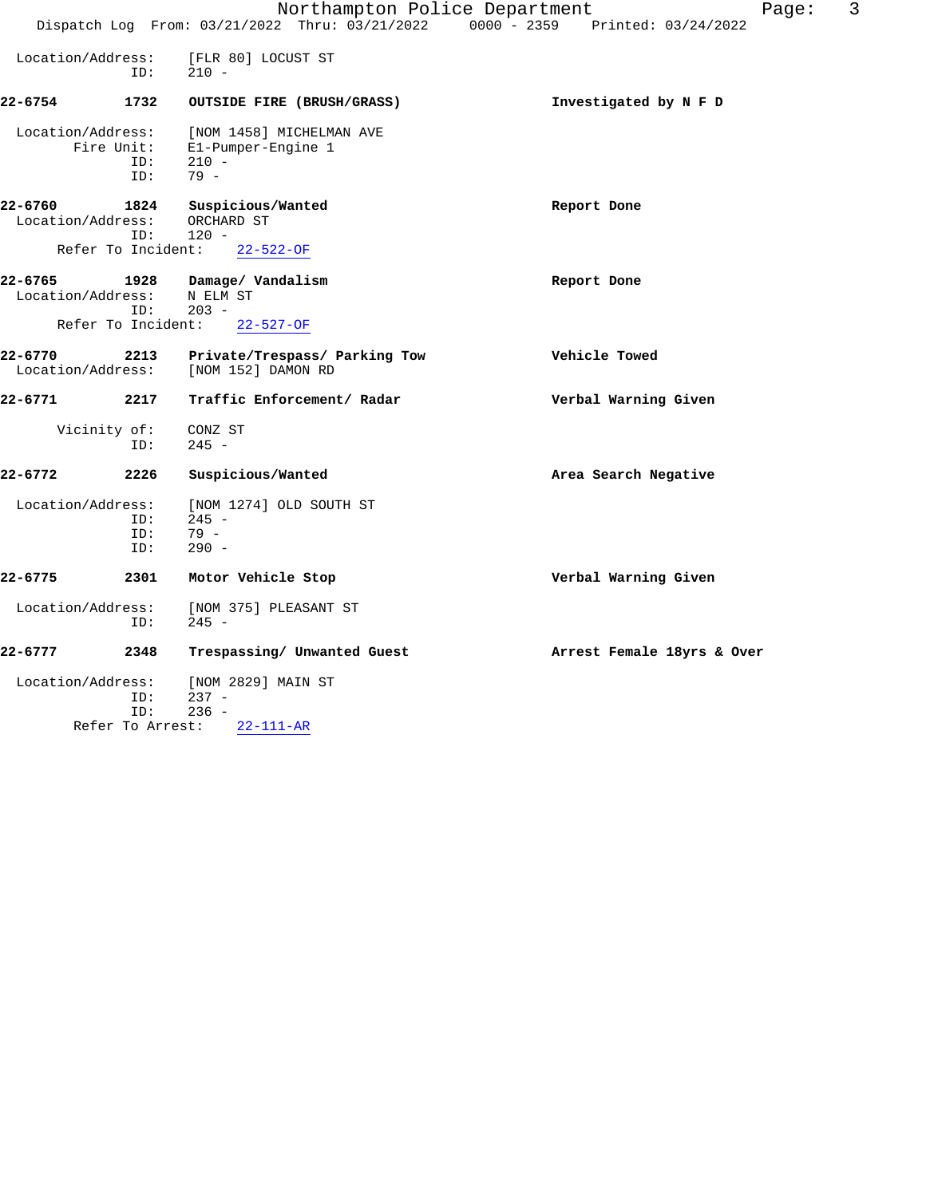Location/Address: [FLR 80] LOCUST ST
ID: 210 -

**22-6754 1732 OUTSIDE FIRE (BRUSH/GRASS) Investigated by N F D**

Location/Address: [NOM 1458] MICHELMAN AVE
Fire Unit: E1-Pumper-Engine 1
ID: 210 -
ID: 79 -

**22-6760 1824 Suspicious/Wanted Report Done**

Location/Address: ORCHARD ST
ID: 120 -
Refer To Incident: 22-522-OF

**22-6765 1928 Damage/ Vandalism Report Done**

Location/Address: N ELM ST
ID: 203 -
Refer To Incident: 22-527-OF

**22-6770 2213 Private/Trespass/ Parking Tow Vehicle Towed**

Location/Address: [NOM 152] DAMON RD

**22-6771 2217 Traffic Enforcement/ Radar Verbal Warning Given**

Vicinity of: CONZ ST
ID: 245 -

**22-6772 2226 Suspicious/Wanted Area Search Negative**

Location/Address: [NOM 1274] OLD SOUTH ST
ID: 245 -
ID: 79 -
ID: 290 -

**22-6775 2301 Motor Vehicle Stop Verbal Warning Given**

Location/Address: [NOM 375] PLEASANT ST
ID: 245 -

**22-6777 2348 Trespassing/ Unwanted Guest Arrest Female 18yrs & Over**

Location/Address: [NOM 2829] MAIN ST
ID: 237 -
ID: 236 -
Refer To Arrest: 22-111-AR